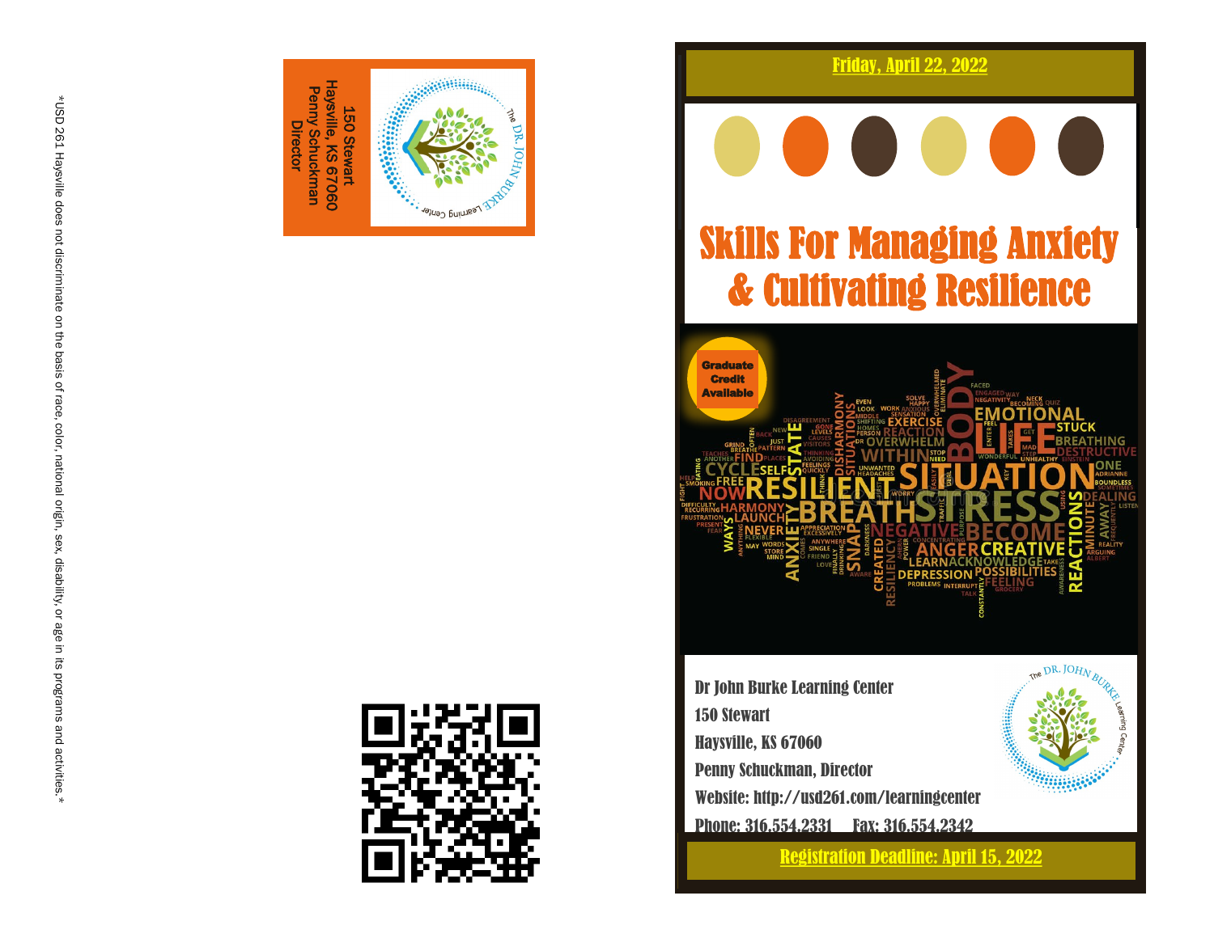*USD 261 Haysville does not discriminate on the basis of race, color, national origin, sex, disability, or age in its programs and activities.*

150 Stewart
Haysville, KS 67060
Penny Schuckman
Director

**Friday, April 22, 2022**

# Skills For Managing Anxiety & Cultivating Resilience

**Graduate Credit Available**

**Dr John Burke Learning Center**
**150 Stewart**
**Haysville, KS 67060**
**Penny Schuckman, Director**
**Website: http://usd261.com/learningcenter**
**Phone: 316.554.2331 Fax: 316.554.2342**

**Registration Deadline: April 15, 2022**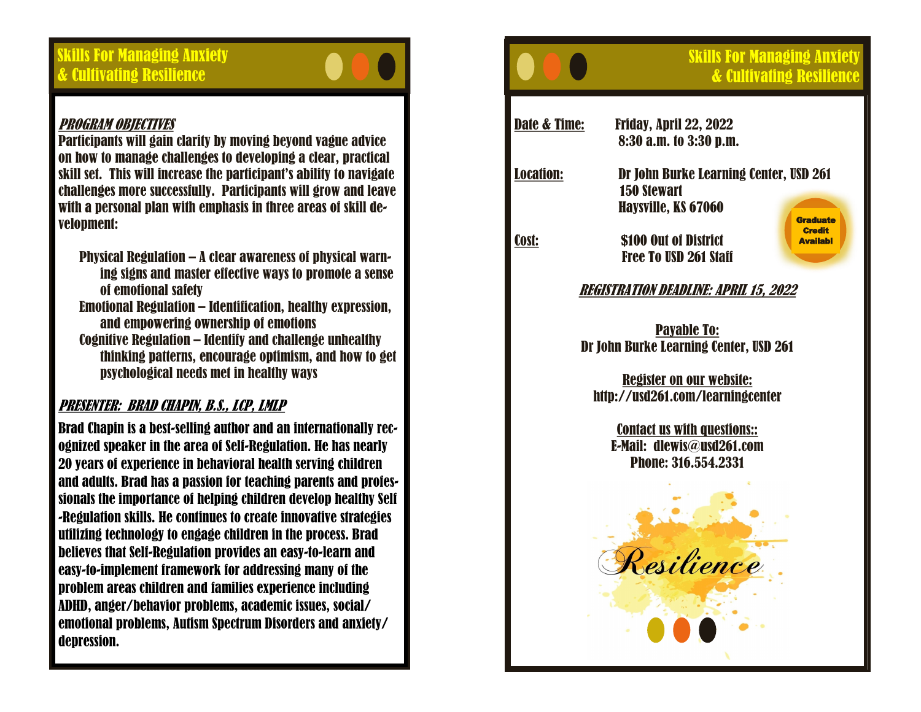## Skills For Managing Anxiety & Cultivating Resilience

***PROGRAM OBJECTIVES***

Participants will gain clarity by moving beyond vague advice on how to manage challenges to developing a clear, practical skill set. This will increase the participant's ability to navigate challenges more successfully. Participants will grow and leave with a personal plan with emphasis in three areas of skill development:

- Physical Regulation – A clear awareness of physical warning signs and master effective ways to promote a sense of emotional safety
- Emotional Regulation – Identification, healthy expression, and empowering ownership of emotions
- Cognitive Regulation – Identify and challenge unhealthy thinking patterns, encourage optimism, and how to get psychological needs met in healthy ways

***PRESENTER: BRAD CHAPIN, B.S., LCP, LMLP***

Brad Chapin is a best-selling author and an internationally recognized speaker in the area of Self-Regulation. He has nearly 20 years of experience in behavioral health serving children and adults. Brad has a passion for teaching parents and professionals the importance of helping children develop healthy Self-Regulation skills. He continues to create innovative strategies utilizing technology to engage children in the process. Brad believes that Self-Regulation provides an easy-to-learn and easy-to-implement framework for addressing many of the problem areas children and families experience including ADHD, anger/behavior problems, academic issues, social/emotional problems, Autism Spectrum Disorders and anxiety/depression.

## Skills For Managing Anxiety & Cultivating Resilience

**Date & Time:** Friday, April 22, 2022
8:30 a.m. to 3:30 p.m.

**Location:** Dr John Burke Learning Center, USD 261
150 Stewart
Haysville, KS 67060

**Cost:** $100 Out of District
Free To USD 261 Staff

Graduate Credit Availabl

***REGISTRATION DEADLINE: APRIL 15, 2022***

**Payable To:**
Dr John Burke Learning Center, USD 261

**Register on our website:**
http://usd261.com/learningcenter

**Contact us with questions::**
E-Mail: dlewis@usd261.com
Phone: 316.554.2331

Resilience